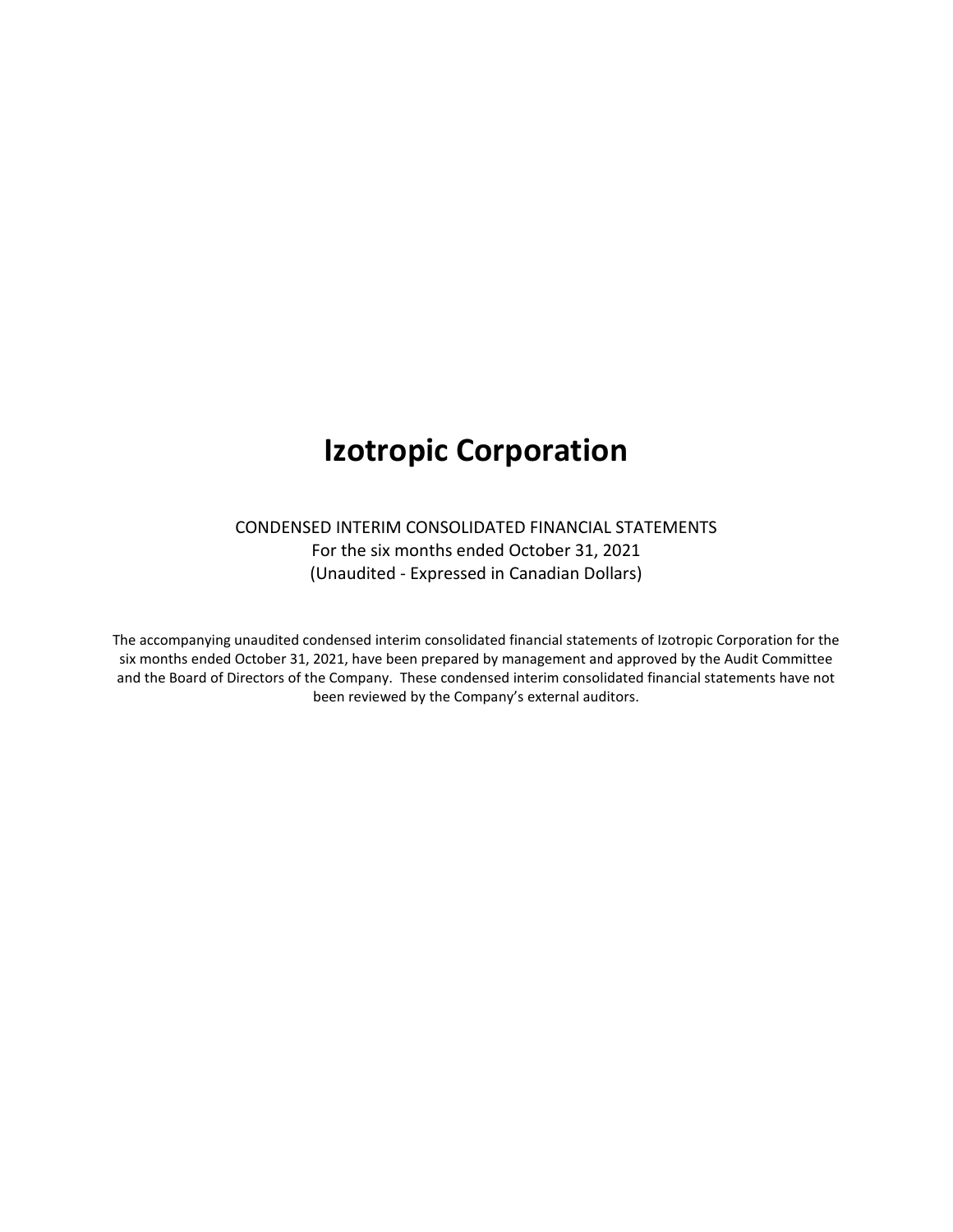# Izotropic Corporation

CONDENSED INTERIM CONSOLIDATED FINANCIAL STATEMENTS
For the six months ended October 31, 2021
(Unaudited - Expressed in Canadian Dollars)

The accompanying unaudited condensed interim consolidated financial statements of Izotropic Corporation for the six months ended October 31, 2021, have been prepared by management and approved by the Audit Committee and the Board of Directors of the Company. These condensed interim consolidated financial statements have not been reviewed by the Company's external auditors.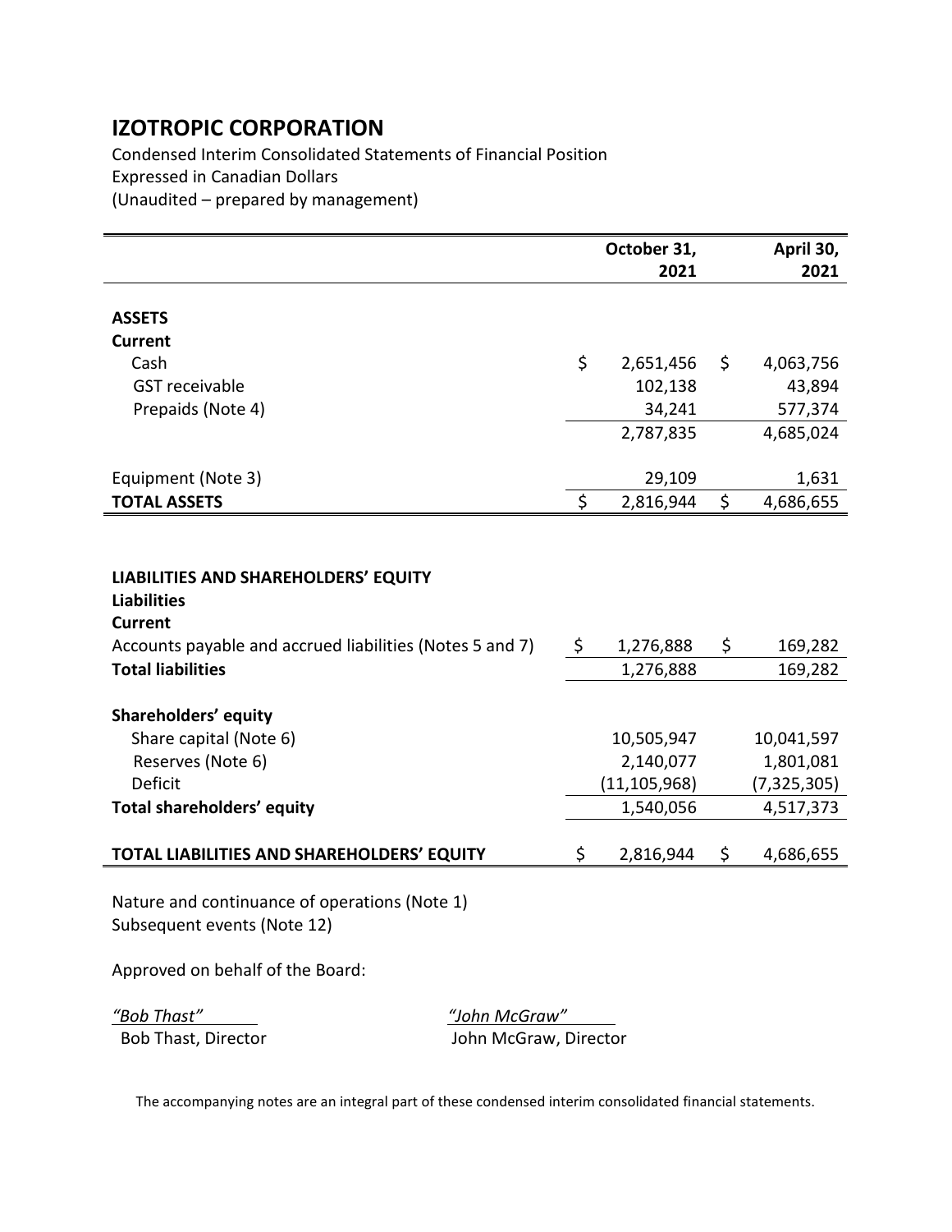# IZOTROPIC CORPORATION

Condensed Interim Consolidated Statements of Financial Position
Expressed in Canadian Dollars
(Unaudited – prepared by management)

| | October 31, 2021 | April 30, 2021 |
|---|---|---|
| **ASSETS** | | |
| **Current** | | |
| Cash | $ 2,651,456 | $ 4,063,756 |
| GST receivable | 102,138 | 43,894 |
| Prepaids (Note 4) | 34,241 | 577,374 |
| | 2,787,835 | 4,685,024 |
| Equipment (Note 3) | 29,109 | 1,631 |
| **TOTAL ASSETS** | $ 2,816,944 | $ 4,686,655 |
| | | |
| **LIABILITIES AND SHAREHOLDERS' EQUITY** | | |
| **Liabilities** | | |
| **Current** | | |
| Accounts payable and accrued liabilities (Notes 5 and 7) | $ 1,276,888 | $ 169,282 |
| **Total liabilities** | 1,276,888 | 169,282 |
| | | |
| **Shareholders' equity** | | |
| Share capital (Note 6) | 10,505,947 | 10,041,597 |
| Reserves (Note 6) | 2,140,077 | 1,801,081 |
| Deficit | (11,105,968) | (7,325,305) |
| **Total shareholders' equity** | 1,540,056 | 4,517,373 |
| | | |
| **TOTAL LIABILITIES AND SHAREHOLDERS' EQUITY** | $ 2,816,944 | $ 4,686,655 |

Nature and continuance of operations (Note 1)
Subsequent events (Note 12)

Approved on behalf of the Board:

*"Bob Thast"*
Bob Thast, Director

*"John McGraw"*
John McGraw, Director

The accompanying notes are an integral part of these condensed interim consolidated financial statements.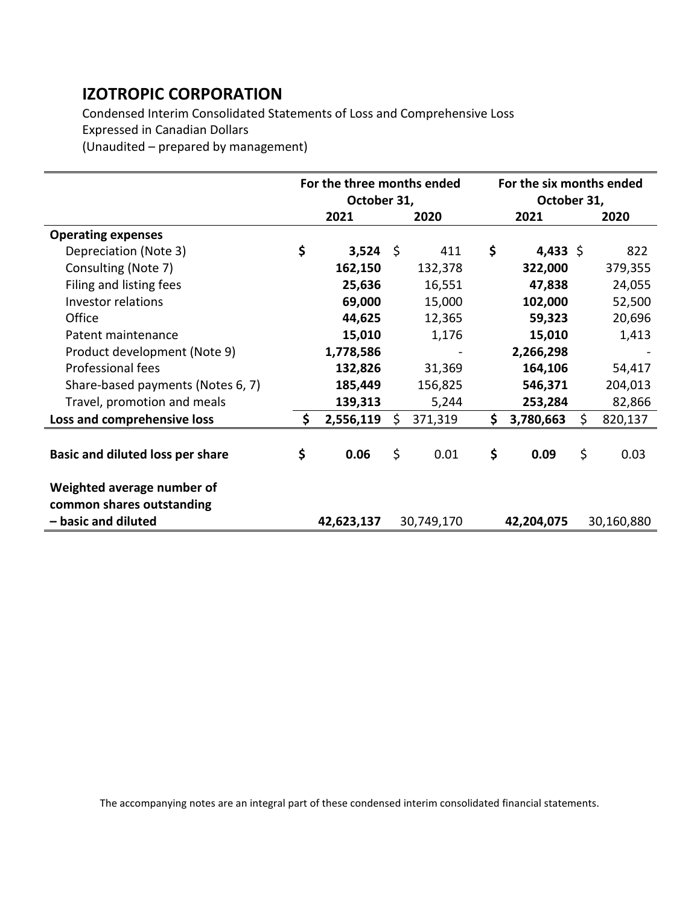# IZOTROPIC CORPORATION

Condensed Interim Consolidated Statements of Loss and Comprehensive Loss
Expressed in Canadian Dollars
(Unaudited – prepared by management)

| | For the three months ended October 31, | | For the six months ended October 31, | |
|---|---|---|---|---|
| | **2021** | **2020** | **2021** | **2020** |
| **Operating expenses** | | | | |
| Depreciation (Note 3) | **$ 3,524** | $ 411 | **$ 4,433** | $ 822 |
| Consulting (Note 7) | **162,150** | 132,378 | **322,000** | 379,355 |
| Filing and listing fees | **25,636** | 16,551 | **47,838** | 24,055 |
| Investor relations | **69,000** | 15,000 | **102,000** | 52,500 |
| Office | **44,625** | 12,365 | **59,323** | 20,696 |
| Patent maintenance | **15,010** | 1,176 | **15,010** | 1,413 |
| Product development (Note 9) | **1,778,586** | - | **2,266,298** | - |
| Professional fees | **132,826** | 31,369 | **164,106** | 54,417 |
| Share-based payments (Notes 6, 7) | **185,449** | 156,825 | **546,371** | 204,013 |
| Travel, promotion and meals | **139,313** | 5,244 | **253,284** | 82,866 |
| **Loss and comprehensive loss** | **$ 2,556,119** | $ 371,319 | **$ 3,780,663** | $ 820,137 |
| | | | | |
| **Basic and diluted loss per share** | **$ 0.06** | $ 0.01 | **$ 0.09** | $ 0.03 |
| | | | | |
| **Weighted average number of common shares outstanding – basic and diluted** | **42,623,137** | 30,749,170 | **42,204,075** | 30,160,880 |

The accompanying notes are an integral part of these condensed interim consolidated financial statements.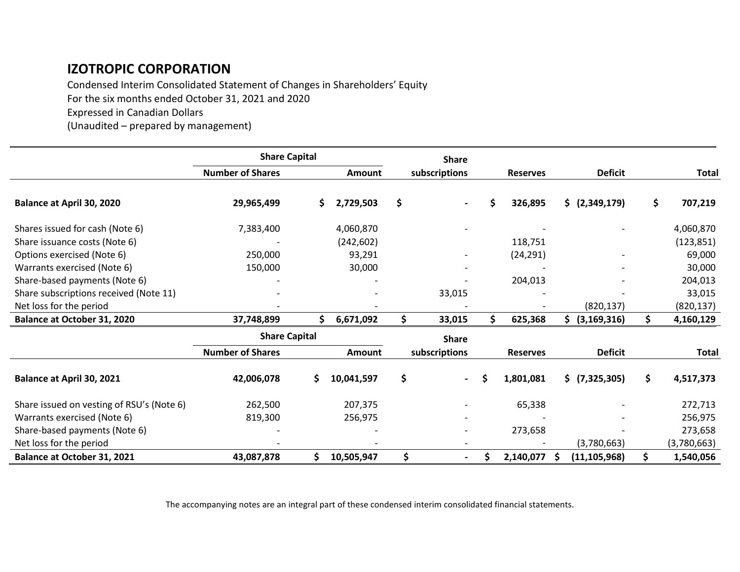# IZOTROPIC CORPORATION

Condensed Interim Consolidated Statement of Changes in Shareholders' Equity
For the six months ended October 31, 2021 and 2020
Expressed in Canadian Dollars
(Unaudited – prepared by management)

| | Share Capital | | Share | | | |
|---|---|---|---|---|---|---|
| | Number of Shares | Amount | subscriptions | Reserves | Deficit | Total |
| **Balance at April 30, 2020** | **29,965,499** | **$ 2,729,503** | **$ -** | **$ 326,895** | **$ (2,349,179)** | **$ 707,219** |
| Shares issued for cash (Note 6) | 7,383,400 | 4,060,870 | - | - | - | 4,060,870 |
| Share issuance costs (Note 6) | - | (242,602) | | 118,751 | | (123,851) |
| Options exercised (Note 6) | 250,000 | 93,291 | - | (24,291) | - | 69,000 |
| Warrants exercised (Note 6) | 150,000 | 30,000 | - | - | - | 30,000 |
| Share-based payments (Note 6) | - | - | - | 204,013 | - | 204,013 |
| Share subscriptions received (Note 11) | - | - | 33,015 | - | - | 33,015 |
| Net loss for the period | - | - | - | - | (820,137) | (820,137) |
| **Balance at October 31, 2020** | **37,748,899** | **$ 6,671,092** | **$ 33,015** | **$ 625,368** | **$ (3,169,316)** | **$ 4,160,129** |

| | Share Capital | | Share | | | |
|---|---|---|---|---|---|---|
| | Number of Shares | Amount | subscriptions | Reserves | Deficit | Total |
| **Balance at April 30, 2021** | **42,006,078** | **$ 10,041,597** | **$ -** | **$ 1,801,081** | **$ (7,325,305)** | **$ 4,517,373** |
| Share issued on vesting of RSU's (Note 6) | 262,500 | 207,375 | - | 65,338 | - | 272,713 |
| Warrants exercised (Note 6) | 819,300 | 256,975 | - | - | - | 256,975 |
| Share-based payments (Note 6) | - | - | - | 273,658 | - | 273,658 |
| Net loss for the period | - | - | - | - | (3,780,663) | (3,780,663) |
| **Balance at October 31, 2021** | **43,087,878** | **$ 10,505,947** | **$ -** | **$ 2,140,077** | **$ (11,105,968)** | **$ 1,540,056** |

The accompanying notes are an integral part of these condensed interim consolidated financial statements.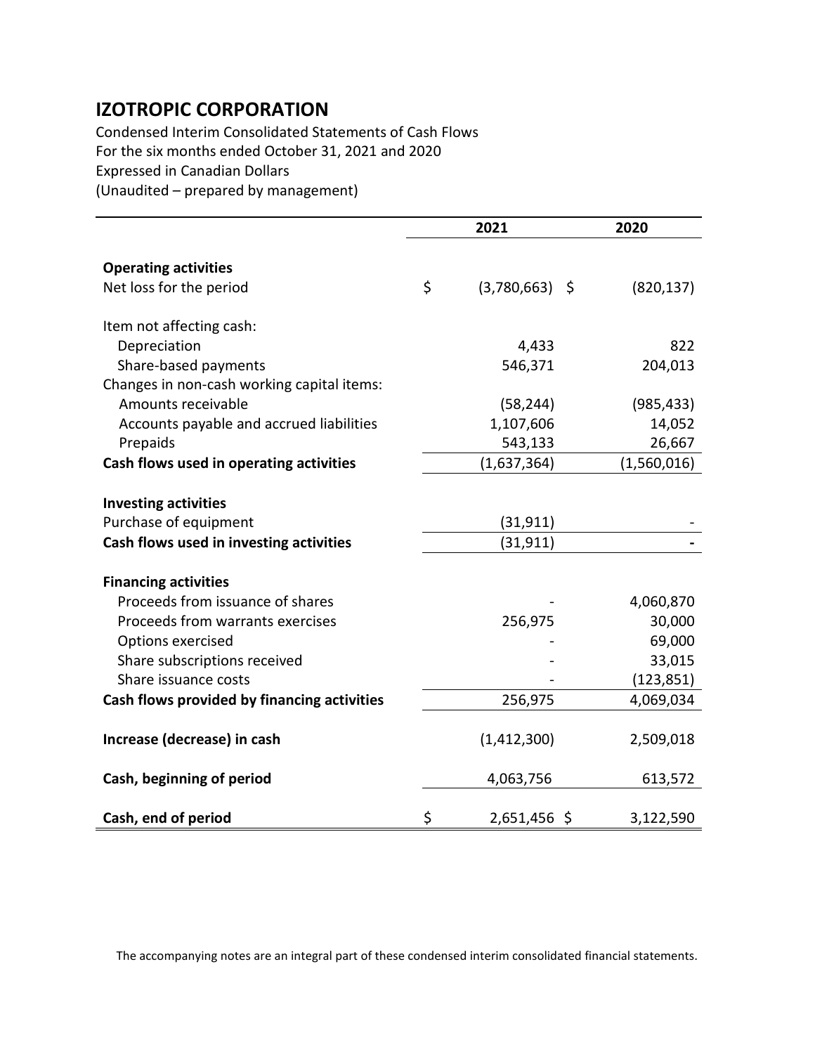# IZOTROPIC CORPORATION

Condensed Interim Consolidated Statements of Cash Flows
For the six months ended October 31, 2021 and 2020
Expressed in Canadian Dollars
(Unaudited – prepared by management)

| | 2021 | 2020 |
|---|---|---|
| **Operating activities** | | |
| Net loss for the period | $ (3,780,663) | $ (820,137) |
| Item not affecting cash: | | |
| Depreciation | 4,433 | 822 |
| Share-based payments | 546,371 | 204,013 |
| Changes in non-cash working capital items: | | |
| Amounts receivable | (58,244) | (985,433) |
| Accounts payable and accrued liabilities | 1,107,606 | 14,052 |
| Prepaids | 543,133 | 26,667 |
| **Cash flows used in operating activities** | (1,637,364) | (1,560,016) |
| **Investing activities** | | |
| Purchase of equipment | (31,911) | - |
| **Cash flows used in investing activities** | (31,911) | - |
| **Financing activities** | | |
| Proceeds from issuance of shares | - | 4,060,870 |
| Proceeds from warrants exercises | 256,975 | 30,000 |
| Options exercised | - | 69,000 |
| Share subscriptions received | - | 33,015 |
| Share issuance costs | - | (123,851) |
| **Cash flows provided by financing activities** | 256,975 | 4,069,034 |
| **Increase (decrease) in cash** | (1,412,300) | 2,509,018 |
| **Cash, beginning of period** | 4,063,756 | 613,572 |
| **Cash, end of period** | $ 2,651,456 | $ 3,122,590 |

The accompanying notes are an integral part of these condensed interim consolidated financial statements.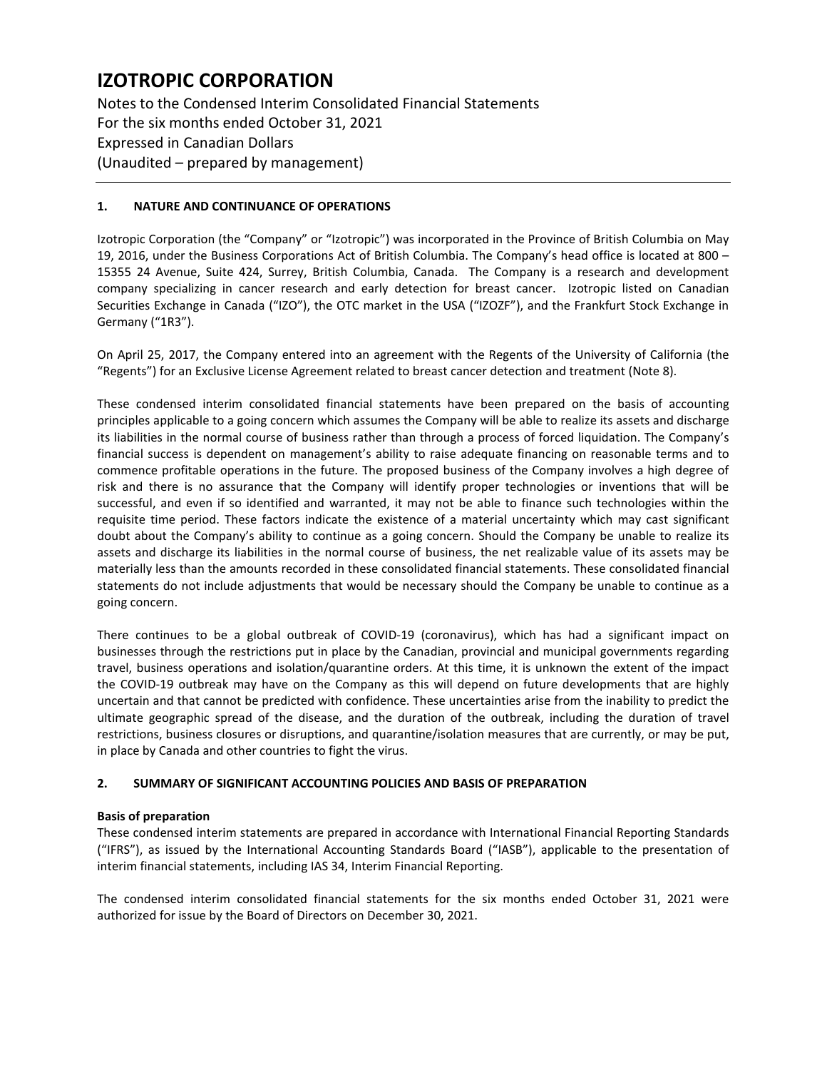# IZOTROPIC CORPORATION

Notes to the Condensed Interim Consolidated Financial Statements
For the six months ended October 31, 2021
Expressed in Canadian Dollars
(Unaudited – prepared by management)

## 1. NATURE AND CONTINUANCE OF OPERATIONS

Izotropic Corporation (the "Company" or "Izotropic") was incorporated in the Province of British Columbia on May 19, 2016, under the Business Corporations Act of British Columbia. The Company's head office is located at 800 – 15355 24 Avenue, Suite 424, Surrey, British Columbia, Canada. The Company is a research and development company specializing in cancer research and early detection for breast cancer. Izotropic listed on Canadian Securities Exchange in Canada ("IZO"), the OTC market in the USA ("IZOZF"), and the Frankfurt Stock Exchange in Germany ("1R3").

On April 25, 2017, the Company entered into an agreement with the Regents of the University of California (the "Regents") for an Exclusive License Agreement related to breast cancer detection and treatment (Note 8).

These condensed interim consolidated financial statements have been prepared on the basis of accounting principles applicable to a going concern which assumes the Company will be able to realize its assets and discharge its liabilities in the normal course of business rather than through a process of forced liquidation. The Company's financial success is dependent on management's ability to raise adequate financing on reasonable terms and to commence profitable operations in the future. The proposed business of the Company involves a high degree of risk and there is no assurance that the Company will identify proper technologies or inventions that will be successful, and even if so identified and warranted, it may not be able to finance such technologies within the requisite time period. These factors indicate the existence of a material uncertainty which may cast significant doubt about the Company's ability to continue as a going concern. Should the Company be unable to realize its assets and discharge its liabilities in the normal course of business, the net realizable value of its assets may be materially less than the amounts recorded in these consolidated financial statements. These consolidated financial statements do not include adjustments that would be necessary should the Company be unable to continue as a going concern.

There continues to be a global outbreak of COVID-19 (coronavirus), which has had a significant impact on businesses through the restrictions put in place by the Canadian, provincial and municipal governments regarding travel, business operations and isolation/quarantine orders. At this time, it is unknown the extent of the impact the COVID-19 outbreak may have on the Company as this will depend on future developments that are highly uncertain and that cannot be predicted with confidence. These uncertainties arise from the inability to predict the ultimate geographic spread of the disease, and the duration of the outbreak, including the duration of travel restrictions, business closures or disruptions, and quarantine/isolation measures that are currently, or may be put, in place by Canada and other countries to fight the virus.

## 2. SUMMARY OF SIGNIFICANT ACCOUNTING POLICIES AND BASIS OF PREPARATION

**Basis of preparation**

These condensed interim statements are prepared in accordance with International Financial Reporting Standards ("IFRS"), as issued by the International Accounting Standards Board ("IASB"), applicable to the presentation of interim financial statements, including IAS 34, Interim Financial Reporting.

The condensed interim consolidated financial statements for the six months ended October 31, 2021 were authorized for issue by the Board of Directors on December 30, 2021.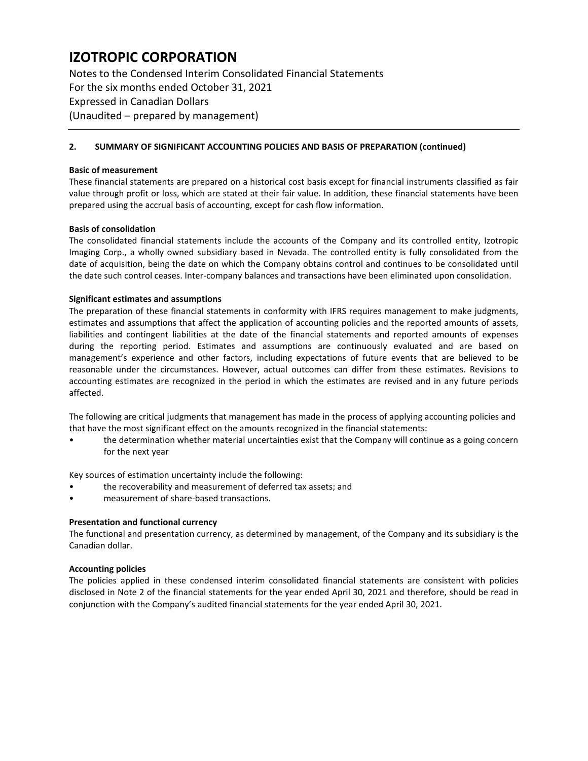# IZOTROPIC CORPORATION

Notes to the Condensed Interim Consolidated Financial Statements
For the six months ended October 31, 2021
Expressed in Canadian Dollars
(Unaudited – prepared by management)

## 2. SUMMARY OF SIGNIFICANT ACCOUNTING POLICIES AND BASIS OF PREPARATION (continued)

**Basic of measurement**

These financial statements are prepared on a historical cost basis except for financial instruments classified as fair value through profit or loss, which are stated at their fair value. In addition, these financial statements have been prepared using the accrual basis of accounting, except for cash flow information.

**Basis of consolidation**

The consolidated financial statements include the accounts of the Company and its controlled entity, Izotropic Imaging Corp., a wholly owned subsidiary based in Nevada. The controlled entity is fully consolidated from the date of acquisition, being the date on which the Company obtains control and continues to be consolidated until the date such control ceases. Inter-company balances and transactions have been eliminated upon consolidation.

**Significant estimates and assumptions**

The preparation of these financial statements in conformity with IFRS requires management to make judgments, estimates and assumptions that affect the application of accounting policies and the reported amounts of assets, liabilities and contingent liabilities at the date of the financial statements and reported amounts of expenses during the reporting period. Estimates and assumptions are continuously evaluated and are based on management's experience and other factors, including expectations of future events that are believed to be reasonable under the circumstances. However, actual outcomes can differ from these estimates. Revisions to accounting estimates are recognized in the period in which the estimates are revised and in any future periods affected.

The following are critical judgments that management has made in the process of applying accounting policies and that have the most significant effect on the amounts recognized in the financial statements:

- the determination whether material uncertainties exist that the Company will continue as a going concern for the next year

Key sources of estimation uncertainty include the following:

- the recoverability and measurement of deferred tax assets; and
- measurement of share-based transactions.

**Presentation and functional currency**

The functional and presentation currency, as determined by management, of the Company and its subsidiary is the Canadian dollar.

**Accounting policies**

The policies applied in these condensed interim consolidated financial statements are consistent with policies disclosed in Note 2 of the financial statements for the year ended April 30, 2021 and therefore, should be read in conjunction with the Company's audited financial statements for the year ended April 30, 2021.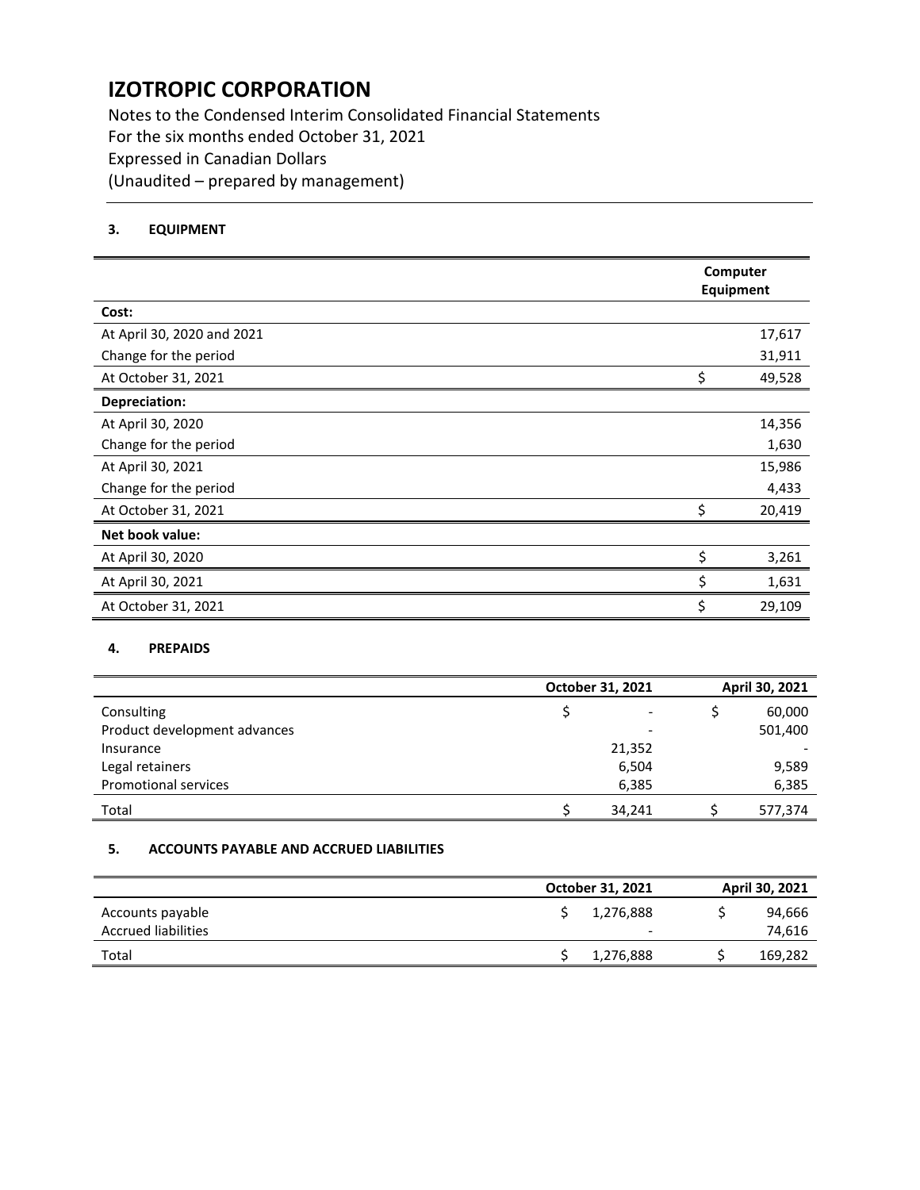# IZOTROPIC CORPORATION

Notes to the Condensed Interim Consolidated Financial Statements
For the six months ended October 31, 2021
Expressed in Canadian Dollars
(Unaudited – prepared by management)

### 3. EQUIPMENT

| | Computer Equipment |
|---|---|
| **Cost:** | |
| At April 30, 2020 and 2021 | 17,617 |
| Change for the period | 31,911 |
| At October 31, 2021 | $ 49,528 |
| **Depreciation:** | |
| At April 30, 2020 | 14,356 |
| Change for the period | 1,630 |
| At April 30, 2021 | 15,986 |
| Change for the period | 4,433 |
| At October 31, 2021 | $ 20,419 |
| **Net book value:** | |
| At April 30, 2020 | $ 3,261 |
| At April 30, 2021 | $ 1,631 |
| At October 31, 2021 | $ 29,109 |

### 4. PREPAIDS

| | October 31, 2021 | April 30, 2021 |
|---|---|---|
| Consulting | $ - | $ 60,000 |
| Product development advances | - | 501,400 |
| Insurance | 21,352 | - |
| Legal retainers | 6,504 | 9,589 |
| Promotional services | 6,385 | 6,385 |
| Total | $ 34,241 | $ 577,374 |

### 5. ACCOUNTS PAYABLE AND ACCRUED LIABILITIES

| | October 31, 2021 | April 30, 2021 |
|---|---|---|
| Accounts payable | $ 1,276,888 | $ 94,666 |
| Accrued liabilities | - | 74,616 |
| Total | $ 1,276,888 | $ 169,282 |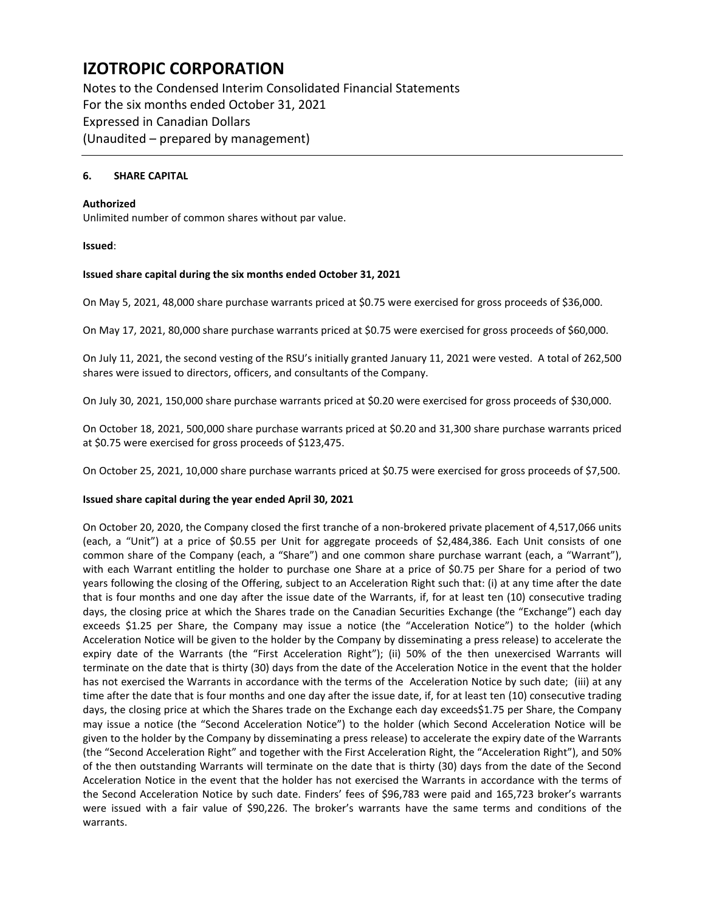# IZOTROPIC CORPORATION

Notes to the Condensed Interim Consolidated Financial Statements
For the six months ended October 31, 2021
Expressed in Canadian Dollars
(Unaudited – prepared by management)

## 6. SHARE CAPITAL

**Authorized**

Unlimited number of common shares without par value.

**Issued**:

**Issued share capital during the six months ended October 31, 2021**

On May 5, 2021, 48,000 share purchase warrants priced at $0.75 were exercised for gross proceeds of $36,000.

On May 17, 2021, 80,000 share purchase warrants priced at $0.75 were exercised for gross proceeds of $60,000.

On July 11, 2021, the second vesting of the RSU's initially granted January 11, 2021 were vested. A total of 262,500 shares were issued to directors, officers, and consultants of the Company.

On July 30, 2021, 150,000 share purchase warrants priced at $0.20 were exercised for gross proceeds of $30,000.

On October 18, 2021, 500,000 share purchase warrants priced at $0.20 and 31,300 share purchase warrants priced at $0.75 were exercised for gross proceeds of $123,475.

On October 25, 2021, 10,000 share purchase warrants priced at $0.75 were exercised for gross proceeds of $7,500.

**Issued share capital during the year ended April 30, 2021**

On October 20, 2020, the Company closed the first tranche of a non-brokered private placement of 4,517,066 units (each, a "Unit") at a price of $0.55 per Unit for aggregate proceeds of $2,484,386. Each Unit consists of one common share of the Company (each, a "Share") and one common share purchase warrant (each, a "Warrant"), with each Warrant entitling the holder to purchase one Share at a price of $0.75 per Share for a period of two years following the closing of the Offering, subject to an Acceleration Right such that: (i) at any time after the date that is four months and one day after the issue date of the Warrants, if, for at least ten (10) consecutive trading days, the closing price at which the Shares trade on the Canadian Securities Exchange (the "Exchange") each day exceeds $1.25 per Share, the Company may issue a notice (the "Acceleration Notice") to the holder (which Acceleration Notice will be given to the holder by the Company by disseminating a press release) to accelerate the expiry date of the Warrants (the "First Acceleration Right"); (ii) 50% of the then unexercised Warrants will terminate on the date that is thirty (30) days from the date of the Acceleration Notice in the event that the holder has not exercised the Warrants in accordance with the terms of the Acceleration Notice by such date; (iii) at any time after the date that is four months and one day after the issue date, if, for at least ten (10) consecutive trading days, the closing price at which the Shares trade on the Exchange each day exceeds$1.75 per Share, the Company may issue a notice (the "Second Acceleration Notice") to the holder (which Second Acceleration Notice will be given to the holder by the Company by disseminating a press release) to accelerate the expiry date of the Warrants (the "Second Acceleration Right" and together with the First Acceleration Right, the "Acceleration Right"), and 50% of the then outstanding Warrants will terminate on the date that is thirty (30) days from the date of the Second Acceleration Notice in the event that the holder has not exercised the Warrants in accordance with the terms of the Second Acceleration Notice by such date. Finders' fees of $96,783 were paid and 165,723 broker's warrants were issued with a fair value of $90,226. The broker's warrants have the same terms and conditions of the warrants.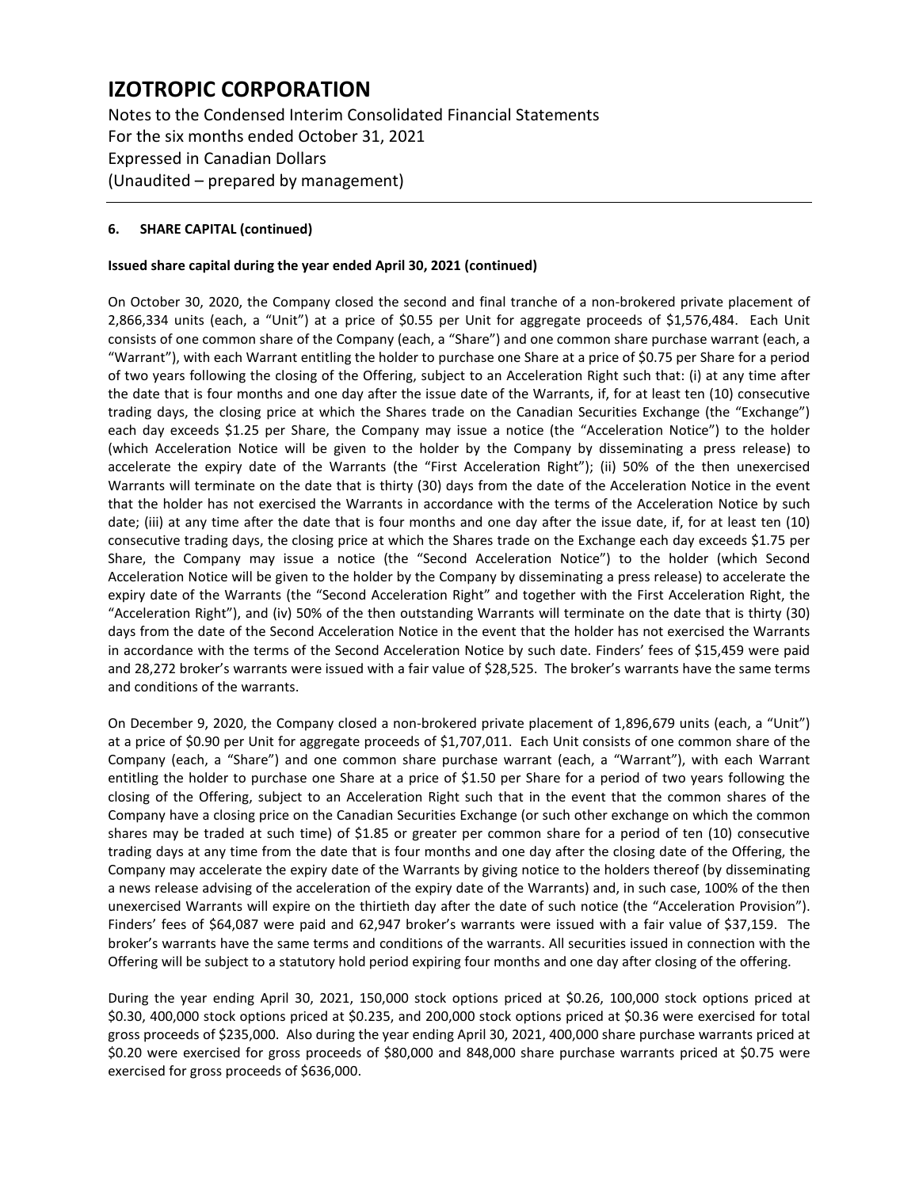# IZOTROPIC CORPORATION

Notes to the Condensed Interim Consolidated Financial Statements
For the six months ended October 31, 2021
Expressed in Canadian Dollars
(Unaudited – prepared by management)

**6. SHARE CAPITAL (continued)**

**Issued share capital during the year ended April 30, 2021 (continued)**

On October 30, 2020, the Company closed the second and final tranche of a non-brokered private placement of 2,866,334 units (each, a "Unit") at a price of $0.55 per Unit for aggregate proceeds of $1,576,484. Each Unit consists of one common share of the Company (each, a "Share") and one common share purchase warrant (each, a "Warrant"), with each Warrant entitling the holder to purchase one Share at a price of $0.75 per Share for a period of two years following the closing of the Offering, subject to an Acceleration Right such that: (i) at any time after the date that is four months and one day after the issue date of the Warrants, if, for at least ten (10) consecutive trading days, the closing price at which the Shares trade on the Canadian Securities Exchange (the "Exchange") each day exceeds $1.25 per Share, the Company may issue a notice (the "Acceleration Notice") to the holder (which Acceleration Notice will be given to the holder by the Company by disseminating a press release) to accelerate the expiry date of the Warrants (the "First Acceleration Right"); (ii) 50% of the then unexercised Warrants will terminate on the date that is thirty (30) days from the date of the Acceleration Notice in the event that the holder has not exercised the Warrants in accordance with the terms of the Acceleration Notice by such date; (iii) at any time after the date that is four months and one day after the issue date, if, for at least ten (10) consecutive trading days, the closing price at which the Shares trade on the Exchange each day exceeds $1.75 per Share, the Company may issue a notice (the "Second Acceleration Notice") to the holder (which Second Acceleration Notice will be given to the holder by the Company by disseminating a press release) to accelerate the expiry date of the Warrants (the "Second Acceleration Right" and together with the First Acceleration Right, the "Acceleration Right"), and (iv) 50% of the then outstanding Warrants will terminate on the date that is thirty (30) days from the date of the Second Acceleration Notice in the event that the holder has not exercised the Warrants in accordance with the terms of the Second Acceleration Notice by such date. Finders' fees of $15,459 were paid and 28,272 broker's warrants were issued with a fair value of $28,525. The broker's warrants have the same terms and conditions of the warrants.

On December 9, 2020, the Company closed a non-brokered private placement of 1,896,679 units (each, a "Unit") at a price of $0.90 per Unit for aggregate proceeds of $1,707,011. Each Unit consists of one common share of the Company (each, a "Share") and one common share purchase warrant (each, a "Warrant"), with each Warrant entitling the holder to purchase one Share at a price of $1.50 per Share for a period of two years following the closing of the Offering, subject to an Acceleration Right such that in the event that the common shares of the Company have a closing price on the Canadian Securities Exchange (or such other exchange on which the common shares may be traded at such time) of $1.85 or greater per common share for a period of ten (10) consecutive trading days at any time from the date that is four months and one day after the closing date of the Offering, the Company may accelerate the expiry date of the Warrants by giving notice to the holders thereof (by disseminating a news release advising of the acceleration of the expiry date of the Warrants) and, in such case, 100% of the then unexercised Warrants will expire on the thirtieth day after the date of such notice (the "Acceleration Provision"). Finders' fees of $64,087 were paid and 62,947 broker's warrants were issued with a fair value of $37,159. The broker's warrants have the same terms and conditions of the warrants. All securities issued in connection with the Offering will be subject to a statutory hold period expiring four months and one day after closing of the offering.

During the year ending April 30, 2021, 150,000 stock options priced at $0.26, 100,000 stock options priced at $0.30, 400,000 stock options priced at $0.235, and 200,000 stock options priced at $0.36 were exercised for total gross proceeds of $235,000. Also during the year ending April 30, 2021, 400,000 share purchase warrants priced at $0.20 were exercised for gross proceeds of $80,000 and 848,000 share purchase warrants priced at $0.75 were exercised for gross proceeds of $636,000.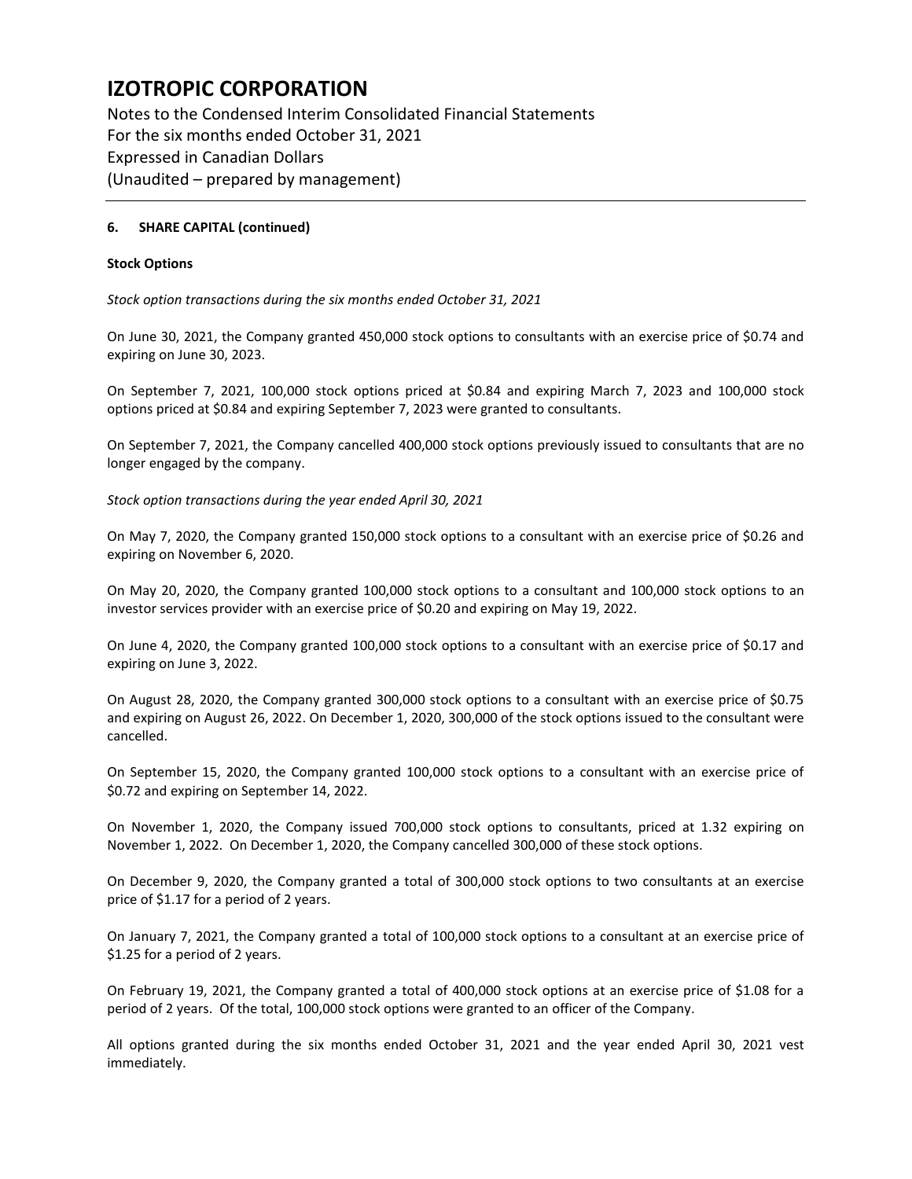# IZOTROPIC CORPORATION

Notes to the Condensed Interim Consolidated Financial Statements
For the six months ended October 31, 2021
Expressed in Canadian Dollars
(Unaudited – prepared by management)

**6. SHARE CAPITAL (continued)**

**Stock Options**

*Stock option transactions during the six months ended October 31, 2021*

On June 30, 2021, the Company granted 450,000 stock options to consultants with an exercise price of $0.74 and expiring on June 30, 2023.

On September 7, 2021, 100,000 stock options priced at $0.84 and expiring March 7, 2023 and 100,000 stock options priced at $0.84 and expiring September 7, 2023 were granted to consultants.

On September 7, 2021, the Company cancelled 400,000 stock options previously issued to consultants that are no longer engaged by the company.

*Stock option transactions during the year ended April 30, 2021*

On May 7, 2020, the Company granted 150,000 stock options to a consultant with an exercise price of $0.26 and expiring on November 6, 2020.

On May 20, 2020, the Company granted 100,000 stock options to a consultant and 100,000 stock options to an investor services provider with an exercise price of $0.20 and expiring on May 19, 2022.

On June 4, 2020, the Company granted 100,000 stock options to a consultant with an exercise price of $0.17 and expiring on June 3, 2022.

On August 28, 2020, the Company granted 300,000 stock options to a consultant with an exercise price of $0.75 and expiring on August 26, 2022. On December 1, 2020, 300,000 of the stock options issued to the consultant were cancelled.

On September 15, 2020, the Company granted 100,000 stock options to a consultant with an exercise price of $0.72 and expiring on September 14, 2022.

On November 1, 2020, the Company issued 700,000 stock options to consultants, priced at 1.32 expiring on November 1, 2022. On December 1, 2020, the Company cancelled 300,000 of these stock options.

On December 9, 2020, the Company granted a total of 300,000 stock options to two consultants at an exercise price of $1.17 for a period of 2 years.

On January 7, 2021, the Company granted a total of 100,000 stock options to a consultant at an exercise price of $1.25 for a period of 2 years.

On February 19, 2021, the Company granted a total of 400,000 stock options at an exercise price of $1.08 for a period of 2 years. Of the total, 100,000 stock options were granted to an officer of the Company.

All options granted during the six months ended October 31, 2021 and the year ended April 30, 2021 vest immediately.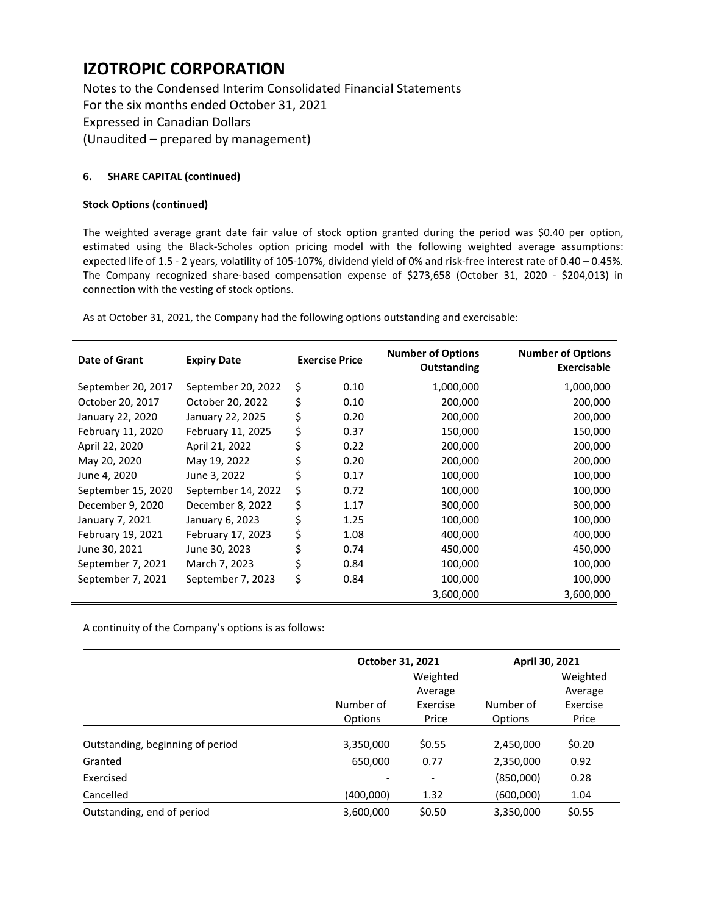# IZOTROPIC CORPORATION

Notes to the Condensed Interim Consolidated Financial Statements
For the six months ended October 31, 2021
Expressed in Canadian Dollars
(Unaudited – prepared by management)

**6. SHARE CAPITAL (continued)**

**Stock Options (continued)**

The weighted average grant date fair value of stock option granted during the period was $0.40 per option, estimated using the Black-Scholes option pricing model with the following weighted average assumptions: expected life of 1.5 - 2 years, volatility of 105-107%, dividend yield of 0% and risk-free interest rate of 0.40 – 0.45%. The Company recognized share-based compensation expense of $273,658 (October 31, 2020 - $204,013) in connection with the vesting of stock options.

As at October 31, 2021, the Company had the following options outstanding and exercisable:

| Date of Grant | Expiry Date | Exercise Price | Number of Options Outstanding | Number of Options Exercisable |
|---|---|---|---|---|
| September 20, 2017 | September 20, 2022 | $ 0.10 | 1,000,000 | 1,000,000 |
| October 20, 2017 | October 20, 2022 | $ 0.10 | 200,000 | 200,000 |
| January 22, 2020 | January 22, 2025 | $ 0.20 | 200,000 | 200,000 |
| February 11, 2020 | February 11, 2025 | $ 0.37 | 150,000 | 150,000 |
| April 22, 2020 | April 21, 2022 | $ 0.22 | 200,000 | 200,000 |
| May 20, 2020 | May 19, 2022 | $ 0.20 | 200,000 | 200,000 |
| June 4, 2020 | June 3, 2022 | $ 0.17 | 100,000 | 100,000 |
| September 15, 2020 | September 14, 2022 | $ 0.72 | 100,000 | 100,000 |
| December 9, 2020 | December 8, 2022 | $ 1.17 | 300,000 | 300,000 |
| January 7, 2021 | January 6, 2023 | $ 1.25 | 100,000 | 100,000 |
| February 19, 2021 | February 17, 2023 | $ 1.08 | 400,000 | 400,000 |
| June 30, 2021 | June 30, 2023 | $ 0.74 | 450,000 | 450,000 |
| September 7, 2021 | March 7, 2023 | $ 0.84 | 100,000 | 100,000 |
| September 7, 2021 | September 7, 2023 | $ 0.84 | 100,000 | 100,000 |
| | | | 3,600,000 | 3,600,000 |

A continuity of the Company's options is as follows:

| | October 31, 2021 | | April 30, 2021 | |
|---|---|---|---|---|
| | Number of Options | Weighted Average Exercise Price | Number of Options | Weighted Average Exercise Price |
| Outstanding, beginning of period | 3,350,000 | $0.55 | 2,450,000 | $0.20 |
| Granted | 650,000 | 0.77 | 2,350,000 | 0.92 |
| Exercised | - | - | (850,000) | 0.28 |
| Cancelled | (400,000) | 1.32 | (600,000) | 1.04 |
| Outstanding, end of period | 3,600,000 | $0.50 | 3,350,000 | $0.55 |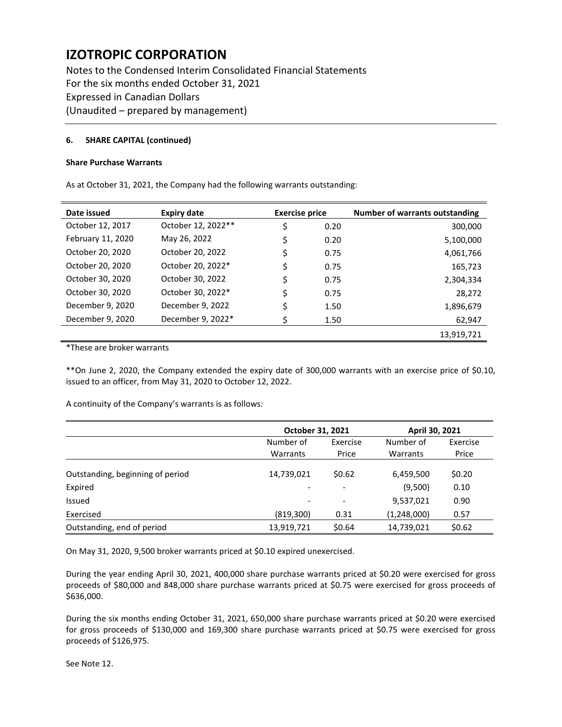# IZOTROPIC CORPORATION

Notes to the Condensed Interim Consolidated Financial Statements
For the six months ended October 31, 2021
Expressed in Canadian Dollars
(Unaudited – prepared by management)

**6. SHARE CAPITAL (continued)**

**Share Purchase Warrants**

As at October 31, 2021, the Company had the following warrants outstanding:

| Date issued | Expiry date | Exercise price | Number of warrants outstanding |
|---|---|---|---|
| October 12, 2017 | October 12, 2022** | $ 0.20 | 300,000 |
| February 11, 2020 | May 26, 2022 | $ 0.20 | 5,100,000 |
| October 20, 2020 | October 20, 2022 | $ 0.75 | 4,061,766 |
| October 20, 2020 | October 20, 2022* | $ 0.75 | 165,723 |
| October 30, 2020 | October 30, 2022 | $ 0.75 | 2,304,334 |
| October 30, 2020 | October 30, 2022* | $ 0.75 | 28,272 |
| December 9, 2020 | December 9, 2022 | $ 1.50 | 1,896,679 |
| December 9, 2020 | December 9, 2022* | $ 1.50 | 62,947 |
| | | | 13,919,721 |

*These are broker warrants

**On June 2, 2020, the Company extended the expiry date of 300,000 warrants with an exercise price of $0.10, issued to an officer, from May 31, 2020 to October 12, 2022.

A continuity of the Company's warrants is as follows:

| | October 31, 2021 | | April 30, 2021 | |
|---|---|---|---|---|
| | Number of Warrants | Exercise Price | Number of Warrants | Exercise Price |
| Outstanding, beginning of period | 14,739,021 | $0.62 | 6,459,500 | $0.20 |
| Expired | - | - | (9,500) | 0.10 |
| Issued | - | - | 9,537,021 | 0.90 |
| Exercised | (819,300) | 0.31 | (1,248,000) | 0.57 |
| Outstanding, end of period | 13,919,721 | $0.64 | 14,739,021 | $0.62 |

On May 31, 2020, 9,500 broker warrants priced at $0.10 expired unexercised.

During the year ending April 30, 2021, 400,000 share purchase warrants priced at $0.20 were exercised for gross proceeds of $80,000 and 848,000 share purchase warrants priced at $0.75 were exercised for gross proceeds of $636,000.

During the six months ending October 31, 2021, 650,000 share purchase warrants priced at $0.20 were exercised for gross proceeds of $130,000 and 169,300 share purchase warrants priced at $0.75 were exercised for gross proceeds of $126,975.

See Note 12.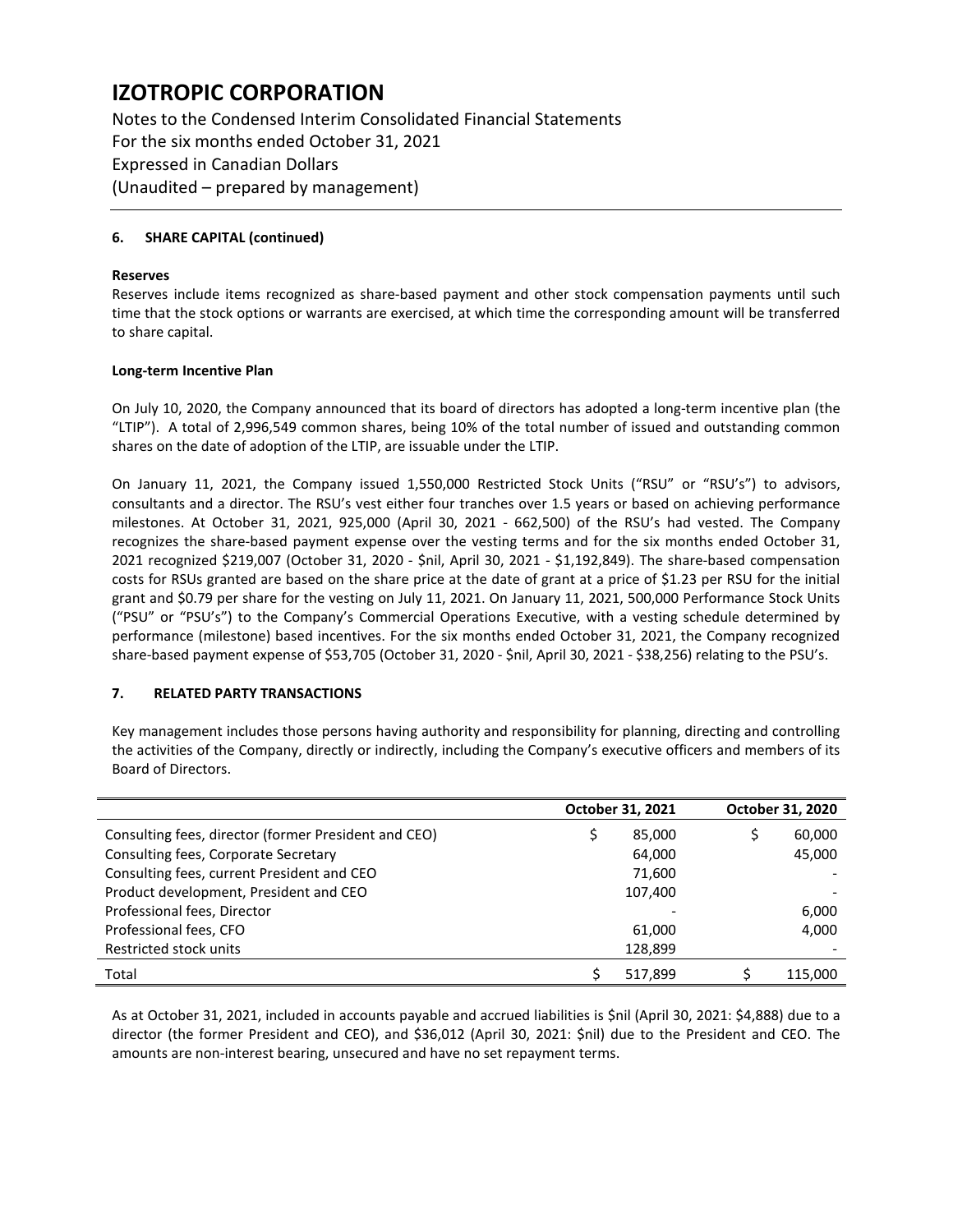# IZOTROPIC CORPORATION

Notes to the Condensed Interim Consolidated Financial Statements
For the six months ended October 31, 2021
Expressed in Canadian Dollars
(Unaudited – prepared by management)

**6. SHARE CAPITAL (continued)**

**Reserves**

Reserves include items recognized as share-based payment and other stock compensation payments until such time that the stock options or warrants are exercised, at which time the corresponding amount will be transferred to share capital.

**Long-term Incentive Plan**

On July 10, 2020, the Company announced that its board of directors has adopted a long-term incentive plan (the "LTIP"). A total of 2,996,549 common shares, being 10% of the total number of issued and outstanding common shares on the date of adoption of the LTIP, are issuable under the LTIP.

On January 11, 2021, the Company issued 1,550,000 Restricted Stock Units ("RSU" or "RSU's") to advisors, consultants and a director. The RSU's vest either four tranches over 1.5 years or based on achieving performance milestones. At October 31, 2021, 925,000 (April 30, 2021 - 662,500) of the RSU's had vested. The Company recognizes the share-based payment expense over the vesting terms and for the six months ended October 31, 2021 recognized $219,007 (October 31, 2020 - $nil, April 30, 2021 - $1,192,849). The share-based compensation costs for RSUs granted are based on the share price at the date of grant at a price of $1.23 per RSU for the initial grant and $0.79 per share for the vesting on July 11, 2021. On January 11, 2021, 500,000 Performance Stock Units ("PSU" or "PSU's") to the Company's Commercial Operations Executive, with a vesting schedule determined by performance (milestone) based incentives. For the six months ended October 31, 2021, the Company recognized share-based payment expense of $53,705 (October 31, 2020 - $nil, April 30, 2021 - $38,256) relating to the PSU's.

**7. RELATED PARTY TRANSACTIONS**

Key management includes those persons having authority and responsibility for planning, directing and controlling the activities of the Company, directly or indirectly, including the Company's executive officers and members of its Board of Directors.

| | October 31, 2021 | October 31, 2020 |
|---|---|---|
| Consulting fees, director (former President and CEO) | $ 85,000 | $ 60,000 |
| Consulting fees, Corporate Secretary | 64,000 | 45,000 |
| Consulting fees, current President and CEO | 71,600 | - |
| Product development, President and CEO | 107,400 | - |
| Professional fees, Director | - | 6,000 |
| Professional fees, CFO | 61,000 | 4,000 |
| Restricted stock units | 128,899 | - |
| Total | $ 517,899 | $ 115,000 |

As at October 31, 2021, included in accounts payable and accrued liabilities is $nil (April 30, 2021: $4,888) due to a director (the former President and CEO), and $36,012 (April 30, 2021: $nil) due to the President and CEO. The amounts are non-interest bearing, unsecured and have no set repayment terms.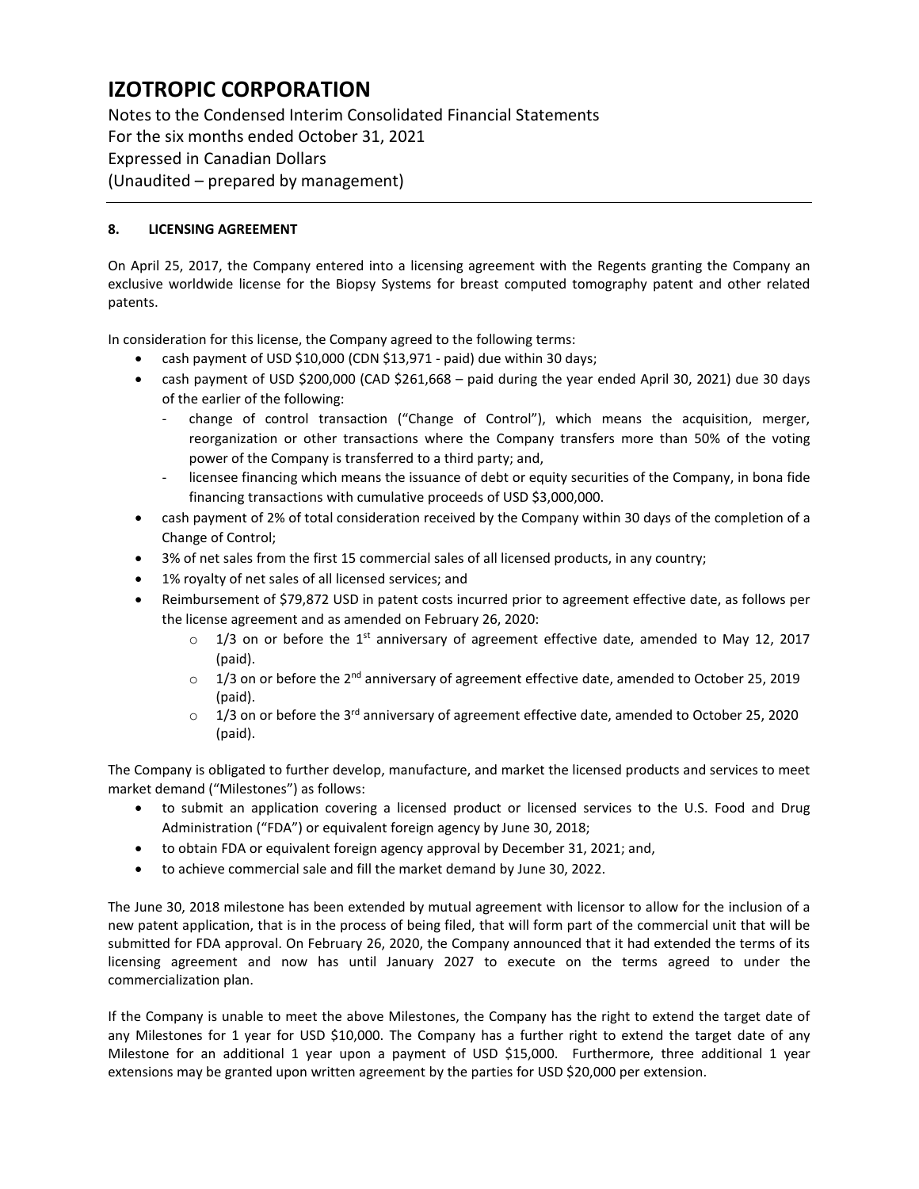## 8. LICENSING AGREEMENT

On April 25, 2017, the Company entered into a licensing agreement with the Regents granting the Company an exclusive worldwide license for the Biopsy Systems for breast computed tomography patent and other related patents.

In consideration for this license, the Company agreed to the following terms:

- cash payment of USD $10,000 (CDN $13,971 - paid) due within 30 days;
- cash payment of USD $200,000 (CAD $261,668 – paid during the year ended April 30, 2021) due 30 days of the earlier of the following:
  - change of control transaction ("Change of Control"), which means the acquisition, merger, reorganization or other transactions where the Company transfers more than 50% of the voting power of the Company is transferred to a third party; and,
  - licensee financing which means the issuance of debt or equity securities of the Company, in bona fide financing transactions with cumulative proceeds of USD $3,000,000.
- cash payment of 2% of total consideration received by the Company within 30 days of the completion of a Change of Control;
- 3% of net sales from the first 15 commercial sales of all licensed products, in any country;
- 1% royalty of net sales of all licensed services; and
- Reimbursement of $79,872 USD in patent costs incurred prior to agreement effective date, as follows per the license agreement and as amended on February 26, 2020:
  - 1/3 on or before the 1st anniversary of agreement effective date, amended to May 12, 2017 (paid).
  - 1/3 on or before the 2nd anniversary of agreement effective date, amended to October 25, 2019 (paid).
  - 1/3 on or before the 3rd anniversary of agreement effective date, amended to October 25, 2020 (paid).

The Company is obligated to further develop, manufacture, and market the licensed products and services to meet market demand ("Milestones") as follows:

- to submit an application covering a licensed product or licensed services to the U.S. Food and Drug Administration ("FDA") or equivalent foreign agency by June 30, 2018;
- to obtain FDA or equivalent foreign agency approval by December 31, 2021; and,
- to achieve commercial sale and fill the market demand by June 30, 2022.

The June 30, 2018 milestone has been extended by mutual agreement with licensor to allow for the inclusion of a new patent application, that is in the process of being filed, that will form part of the commercial unit that will be submitted for FDA approval. On February 26, 2020, the Company announced that it had extended the terms of its licensing agreement and now has until January 2027 to execute on the terms agreed to under the commercialization plan.

If the Company is unable to meet the above Milestones, the Company has the right to extend the target date of any Milestones for 1 year for USD $10,000. The Company has a further right to extend the target date of any Milestone for an additional 1 year upon a payment of USD $15,000. Furthermore, three additional 1 year extensions may be granted upon written agreement by the parties for USD $20,000 per extension.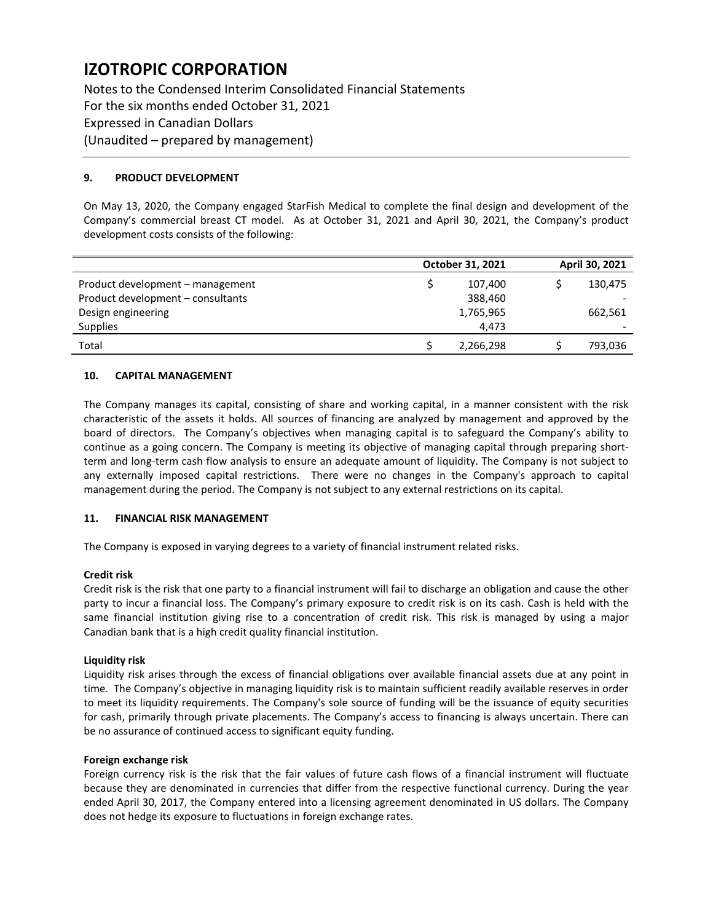# IZOTROPIC CORPORATION

Notes to the Condensed Interim Consolidated Financial Statements
For the six months ended October 31, 2021
Expressed in Canadian Dollars
(Unaudited – prepared by management)

## 9. PRODUCT DEVELOPMENT

On May 13, 2020, the Company engaged StarFish Medical to complete the final design and development of the Company's commercial breast CT model. As at October 31, 2021 and April 30, 2021, the Company's product development costs consists of the following:

| | October 31, 2021 | April 30, 2021 |
|---|---|---|
| Product development – management | $ 107,400 | $ 130,475 |
| Product development – consultants | 388,460 | - |
| Design engineering | 1,765,965 | 662,561 |
| Supplies | 4,473 | - |
| Total | $ 2,266,298 | $ 793,036 |

## 10. CAPITAL MANAGEMENT

The Company manages its capital, consisting of share and working capital, in a manner consistent with the risk characteristic of the assets it holds. All sources of financing are analyzed by management and approved by the board of directors. The Company's objectives when managing capital is to safeguard the Company's ability to continue as a going concern. The Company is meeting its objective of managing capital through preparing short-term and long-term cash flow analysis to ensure an adequate amount of liquidity. The Company is not subject to any externally imposed capital restrictions. There were no changes in the Company's approach to capital management during the period. The Company is not subject to any external restrictions on its capital.

## 11. FINANCIAL RISK MANAGEMENT

The Company is exposed in varying degrees to a variety of financial instrument related risks.

**Credit risk**
Credit risk is the risk that one party to a financial instrument will fail to discharge an obligation and cause the other party to incur a financial loss. The Company's primary exposure to credit risk is on its cash. Cash is held with the same financial institution giving rise to a concentration of credit risk. This risk is managed by using a major Canadian bank that is a high credit quality financial institution.

**Liquidity risk**
Liquidity risk arises through the excess of financial obligations over available financial assets due at any point in time. The Company's objective in managing liquidity risk is to maintain sufficient readily available reserves in order to meet its liquidity requirements. The Company's sole source of funding will be the issuance of equity securities for cash, primarily through private placements. The Company's access to financing is always uncertain. There can be no assurance of continued access to significant equity funding.

**Foreign exchange risk**
Foreign currency risk is the risk that the fair values of future cash flows of a financial instrument will fluctuate because they are denominated in currencies that differ from the respective functional currency. During the year ended April 30, 2017, the Company entered into a licensing agreement denominated in US dollars. The Company does not hedge its exposure to fluctuations in foreign exchange rates.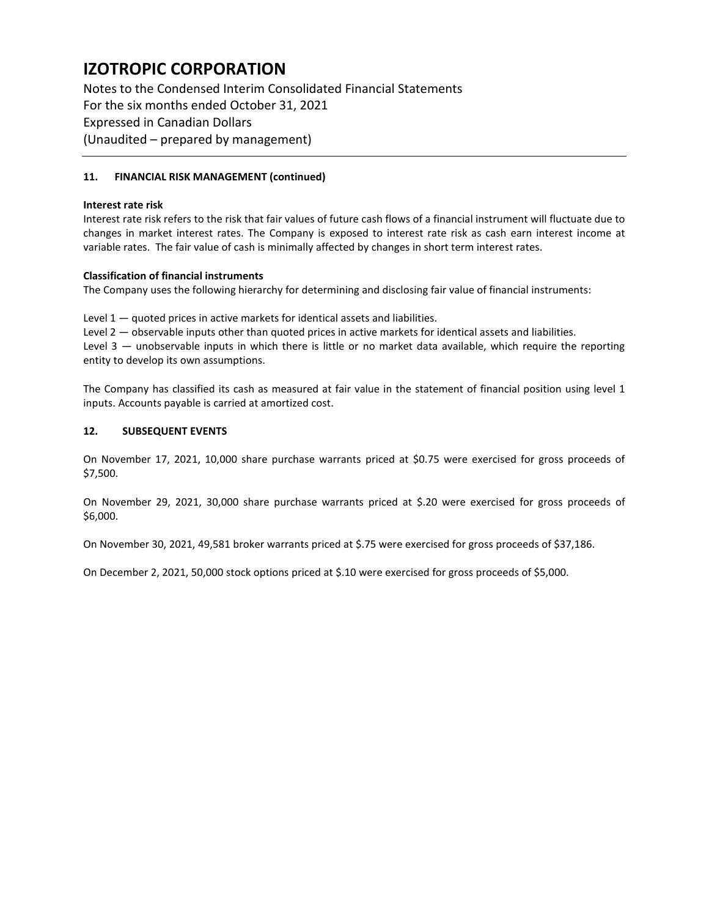# IZOTROPIC CORPORATION

Notes to the Condensed Interim Consolidated Financial Statements
For the six months ended October 31, 2021
Expressed in Canadian Dollars
(Unaudited – prepared by management)

## 11. FINANCIAL RISK MANAGEMENT (continued)

**Interest rate risk**

Interest rate risk refers to the risk that fair values of future cash flows of a financial instrument will fluctuate due to changes in market interest rates. The Company is exposed to interest rate risk as cash earn interest income at variable rates. The fair value of cash is minimally affected by changes in short term interest rates.

**Classification of financial instruments**

The Company uses the following hierarchy for determining and disclosing fair value of financial instruments:

Level 1 — quoted prices in active markets for identical assets and liabilities.
Level 2 — observable inputs other than quoted prices in active markets for identical assets and liabilities.
Level 3 — unobservable inputs in which there is little or no market data available, which require the reporting entity to develop its own assumptions.

The Company has classified its cash as measured at fair value in the statement of financial position using level 1 inputs. Accounts payable is carried at amortized cost.

## 12. SUBSEQUENT EVENTS

On November 17, 2021, 10,000 share purchase warrants priced at $0.75 were exercised for gross proceeds of $7,500.

On November 29, 2021, 30,000 share purchase warrants priced at $.20 were exercised for gross proceeds of $6,000.

On November 30, 2021, 49,581 broker warrants priced at $.75 were exercised for gross proceeds of $37,186.

On December 2, 2021, 50,000 stock options priced at $.10 were exercised for gross proceeds of $5,000.